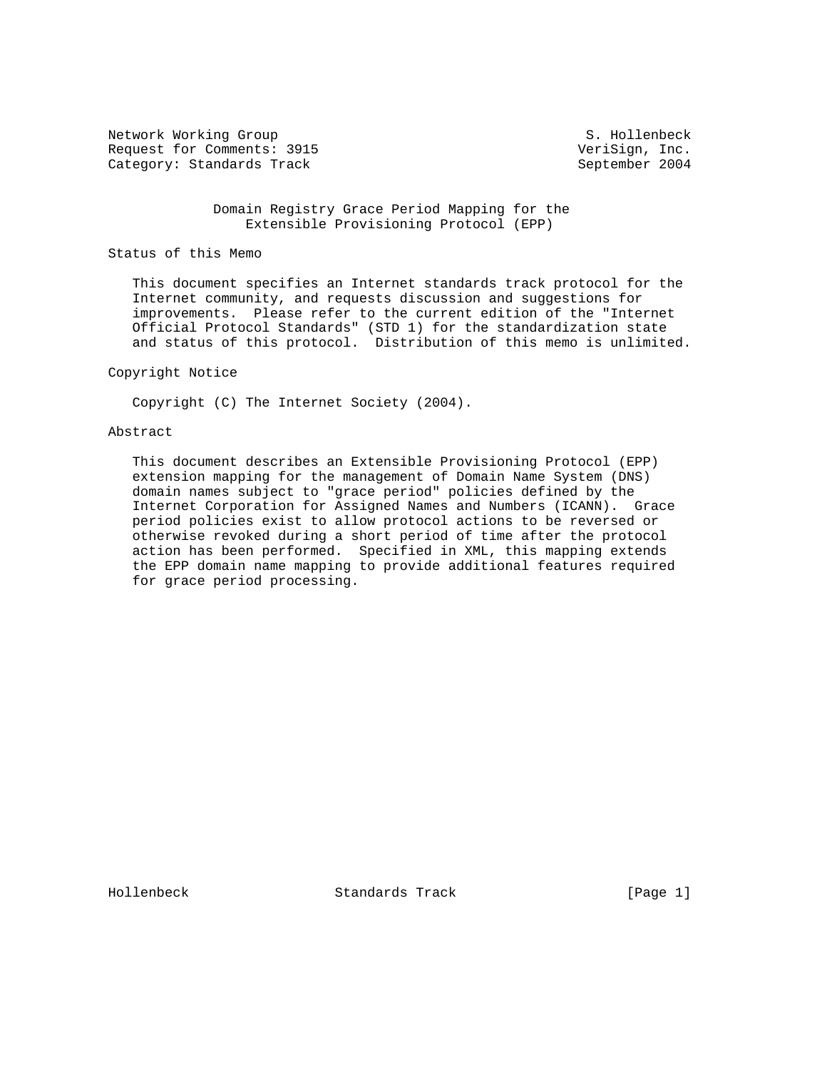Network Working Group S. Hollenbeck
Request for Comments: 3915 VeriSign, Inc.
Category: Standards Track September 2004

# Domain Registry Grace Period Mapping for the Extensible Provisioning Protocol (EPP)

## Status of this Memo

This document specifies an Internet standards track protocol for the Internet community, and requests discussion and suggestions for improvements. Please refer to the current edition of the "Internet Official Protocol Standards" (STD 1) for the standardization state and status of this protocol. Distribution of this memo is unlimited.

## Copyright Notice

Copyright (C) The Internet Society (2004).

## Abstract

This document describes an Extensible Provisioning Protocol (EPP) extension mapping for the management of Domain Name System (DNS) domain names subject to "grace period" policies defined by the Internet Corporation for Assigned Names and Numbers (ICANN). Grace period policies exist to allow protocol actions to be reversed or otherwise revoked during a short period of time after the protocol action has been performed. Specified in XML, this mapping extends the EPP domain name mapping to provide additional features required for grace period processing.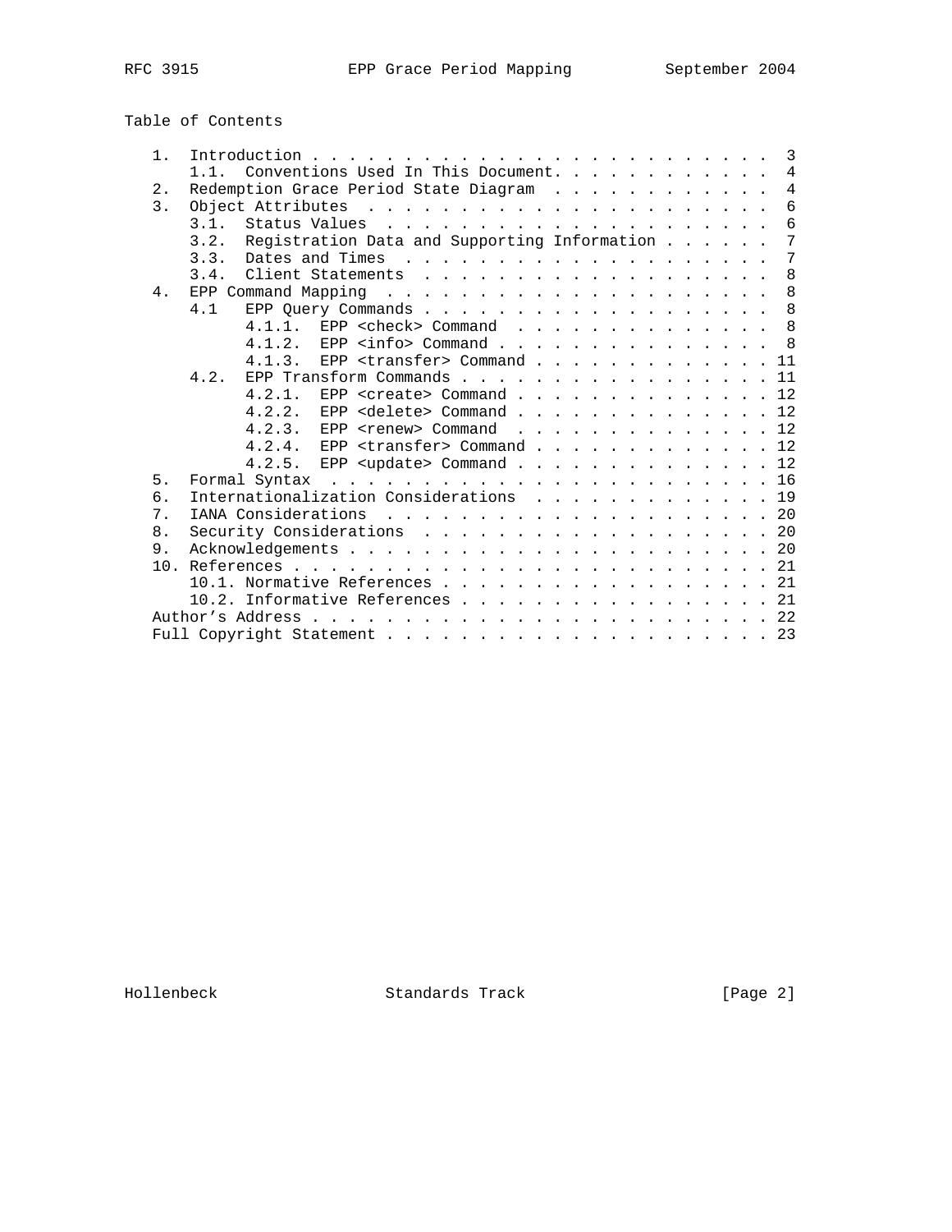Table of Contents

```
   1.  Introduction . . . . . . . . . . . . . . . . . . . . . . . . .  3
       1.1.  Conventions Used In This Document. . . . . . . . . . . .  4
   2.  Redemption Grace Period State Diagram  . . . . . . . . . . . .  4
   3.  Object Attributes  . . . . . . . . . . . . . . . . . . . . . .  6
       3.1.  Status Values  . . . . . . . . . . . . . . . . . . . . .  6
       3.2.  Registration Data and Supporting Information . . . . . .  7
       3.3.  Dates and Times  . . . . . . . . . . . . . . . . . . . .  7
       3.4.  Client Statements  . . . . . . . . . . . . . . . . . . .  8
   4.  EPP Command Mapping  . . . . . . . . . . . . . . . . . . . . .  8
       4.1   EPP Query Commands . . . . . . . . . . . . . . . . . . .  8
             4.1.1.  EPP <check> Command  . . . . . . . . . . . . . .  8
             4.1.2.  EPP <info> Command . . . . . . . . . . . . . . .  8
             4.1.3.  EPP <transfer> Command . . . . . . . . . . . . . 11
       4.2.  EPP Transform Commands . . . . . . . . . . . . . . . . . 11
             4.2.1.  EPP <create> Command . . . . . . . . . . . . . . 12
             4.2.2.  EPP <delete> Command . . . . . . . . . . . . . . 12
             4.2.3.  EPP <renew> Command  . . . . . . . . . . . . . . 12
             4.2.4.  EPP <transfer> Command . . . . . . . . . . . . . 12
             4.2.5.  EPP <update> Command . . . . . . . . . . . . . . 12
   5.  Formal Syntax  . . . . . . . . . . . . . . . . . . . . . . . . 16
   6.  Internationalization Considerations  . . . . . . . . . . . . . 19
   7.  IANA Considerations  . . . . . . . . . . . . . . . . . . . . . 20
   8.  Security Considerations  . . . . . . . . . . . . . . . . . . . 20
   9.  Acknowledgements . . . . . . . . . . . . . . . . . . . . . . . 20
   10. References . . . . . . . . . . . . . . . . . . . . . . . . . . 21
       10.1. Normative References . . . . . . . . . . . . . . . . . . 21
       10.2. Informative References . . . . . . . . . . . . . . . . . 21
   Author's Address . . . . . . . . . . . . . . . . . . . . . . . . . 22
   Full Copyright Statement . . . . . . . . . . . . . . . . . . . . . 23
```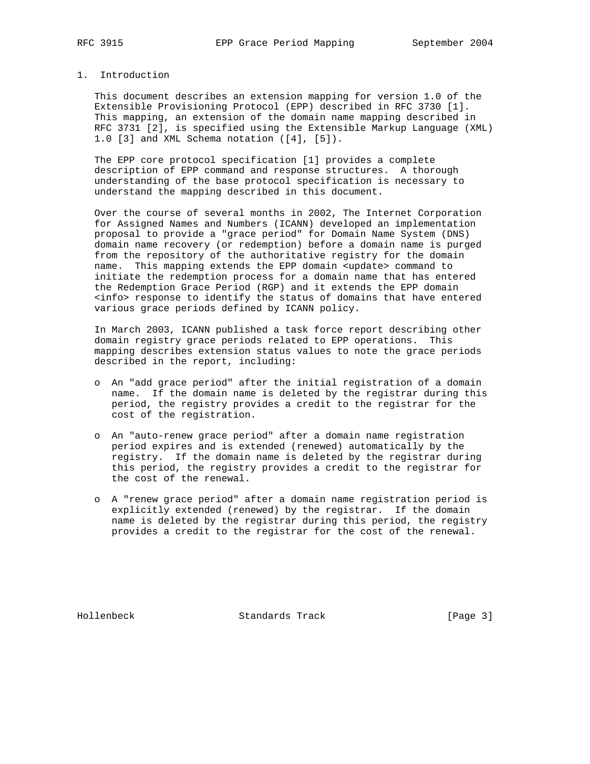# 1. Introduction

This document describes an extension mapping for version 1.0 of the Extensible Provisioning Protocol (EPP) described in RFC 3730 [1]. This mapping, an extension of the domain name mapping described in RFC 3731 [2], is specified using the Extensible Markup Language (XML) 1.0 [3] and XML Schema notation ([4], [5]).

The EPP core protocol specification [1] provides a complete description of EPP command and response structures. A thorough understanding of the base protocol specification is necessary to understand the mapping described in this document.

Over the course of several months in 2002, The Internet Corporation for Assigned Names and Numbers (ICANN) developed an implementation proposal to provide a "grace period" for Domain Name System (DNS) domain name recovery (or redemption) before a domain name is purged from the repository of the authoritative registry for the domain name. This mapping extends the EPP domain <update> command to initiate the redemption process for a domain name that has entered the Redemption Grace Period (RGP) and it extends the EPP domain <info> response to identify the status of domains that have entered various grace periods defined by ICANN policy.

In March 2003, ICANN published a task force report describing other domain registry grace periods related to EPP operations. This mapping describes extension status values to note the grace periods described in the report, including:

- An "add grace period" after the initial registration of a domain name. If the domain name is deleted by the registrar during this period, the registry provides a credit to the registrar for the cost of the registration.
- An "auto-renew grace period" after a domain name registration period expires and is extended (renewed) automatically by the registry. If the domain name is deleted by the registrar during this period, the registry provides a credit to the registrar for the cost of the renewal.
- A "renew grace period" after a domain name registration period is explicitly extended (renewed) by the registrar. If the domain name is deleted by the registrar during this period, the registry provides a credit to the registrar for the cost of the renewal.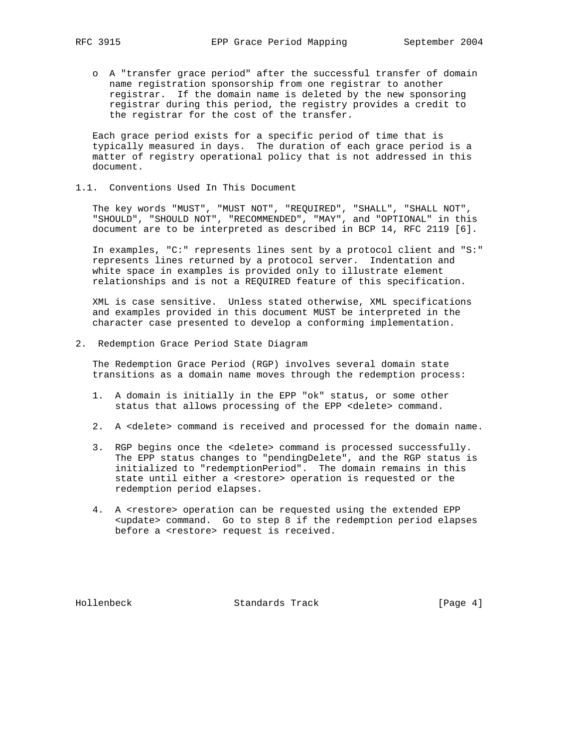- A "transfer grace period" after the successful transfer of domain name registration sponsorship from one registrar to another registrar. If the domain name is deleted by the new sponsoring registrar during this period, the registry provides a credit to the registrar for the cost of the transfer.

Each grace period exists for a specific period of time that is typically measured in days. The duration of each grace period is a matter of registry operational policy that is not addressed in this document.

### 1.1. Conventions Used In This Document

The key words "MUST", "MUST NOT", "REQUIRED", "SHALL", "SHALL NOT", "SHOULD", "SHOULD NOT", "RECOMMENDED", "MAY", and "OPTIONAL" in this document are to be interpreted as described in BCP 14, RFC 2119 [6].

In examples, "C:" represents lines sent by a protocol client and "S:" represents lines returned by a protocol server. Indentation and white space in examples is provided only to illustrate element relationships and is not a REQUIRED feature of this specification.

XML is case sensitive. Unless stated otherwise, XML specifications and examples provided in this document MUST be interpreted in the character case presented to develop a conforming implementation.

## 2. Redemption Grace Period State Diagram

The Redemption Grace Period (RGP) involves several domain state transitions as a domain name moves through the redemption process:

1. A domain is initially in the EPP "ok" status, or some other status that allows processing of the EPP <delete> command.

2. A <delete> command is received and processed for the domain name.

3. RGP begins once the <delete> command is processed successfully. The EPP status changes to "pendingDelete", and the RGP status is initialized to "redemptionPeriod". The domain remains in this state until either a <restore> operation is requested or the redemption period elapses.

4. A <restore> operation can be requested using the extended EPP <update> command. Go to step 8 if the redemption period elapses before a <restore> request is received.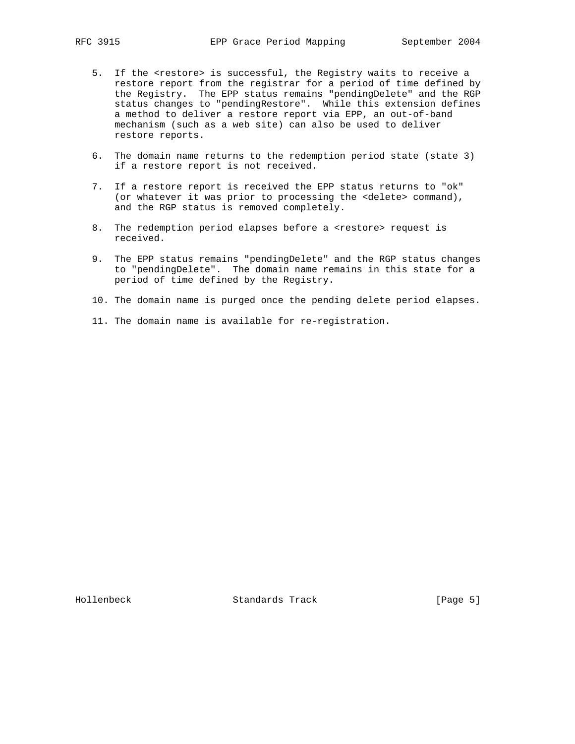5. If the <restore> is successful, the Registry waits to receive a restore report from the registrar for a period of time defined by the Registry. The EPP status remains "pendingDelete" and the RGP status changes to "pendingRestore". While this extension defines a method to deliver a restore report via EPP, an out-of-band mechanism (such as a web site) can also be used to deliver restore reports.

6. The domain name returns to the redemption period state (state 3) if a restore report is not received.

7. If a restore report is received the EPP status returns to "ok" (or whatever it was prior to processing the <delete> command), and the RGP status is removed completely.

8. The redemption period elapses before a <restore> request is received.

9. The EPP status remains "pendingDelete" and the RGP status changes to "pendingDelete". The domain name remains in this state for a period of time defined by the Registry.

10. The domain name is purged once the pending delete period elapses.

11. The domain name is available for re-registration.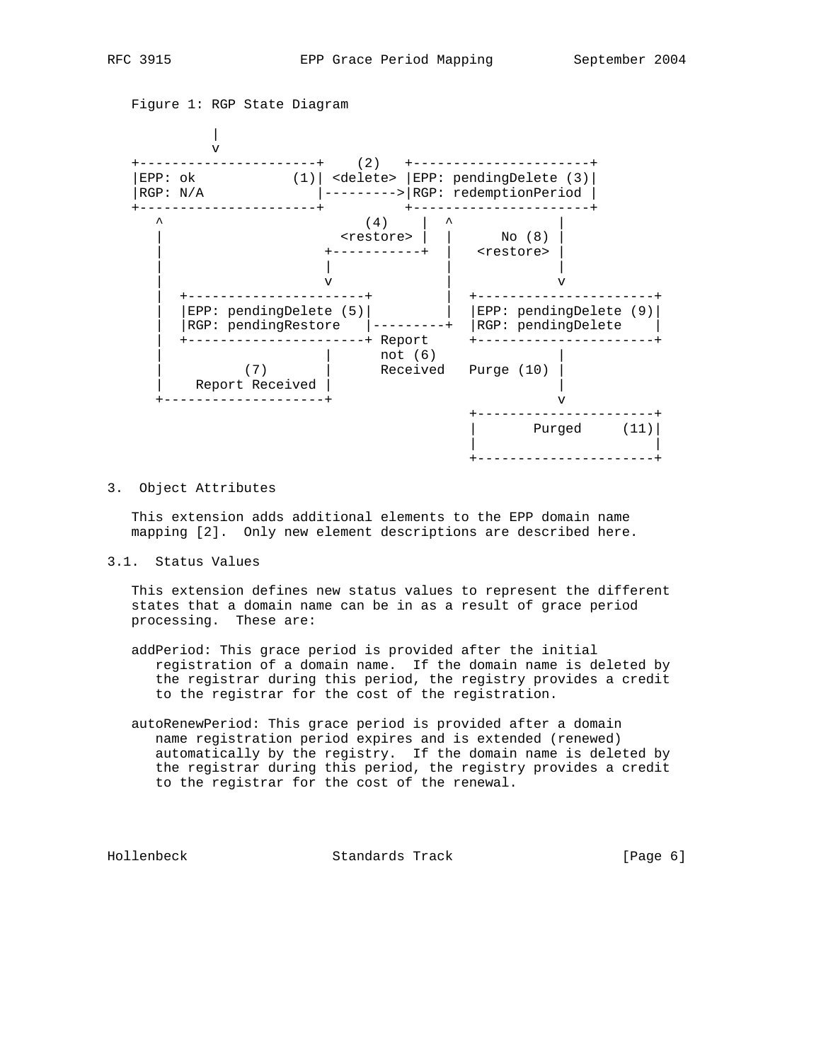Figure 1: RGP State Diagram

```
           |
           v
+----------------------+    (2)   +----------------------+
|EPP: ok            (1)| <delete> |EPP: pendingDelete (3)|
|RGP: N/A              |--------->|RGP: redemptionPeriod |
+----------------------+          +----------------------+
   ^                       (4)     |  ^            |
   |                   <restore> |  |      No (8) |
   |                  +-----------+  |   <restore> |
   |                  |              |            |
   |                  v              |            v
   |  +----------------------+       |  +----------------------+
   |  |EPP: pendingDelete (5)|       |  |EPP: pendingDelete (9)|
   |  |RGP: pendingRestore   |---------+  |RGP: pendingDelete    |
   |  +----------------------+ Report     +----------------------+
   |                  |      not (6)               |
   |          (7)     |      Received   Purge (10) |
   |    Report Received |                          |
   +--------------------+                          v
                                       +----------------------+
                                       |       Purged     (11)|
                                       |                      |
                                       +----------------------+
```

## 3. Object Attributes

This extension adds additional elements to the EPP domain name mapping [2]. Only new element descriptions are described here.

### 3.1. Status Values

This extension defines new status values to represent the different states that a domain name can be in as a result of grace period processing. These are:

addPeriod: This grace period is provided after the initial registration of a domain name. If the domain name is deleted by the registrar during this period, the registry provides a credit to the registrar for the cost of the registration.

autoRenewPeriod: This grace period is provided after a domain name registration period expires and is extended (renewed) automatically by the registry. If the domain name is deleted by the registrar during this period, the registry provides a credit to the registrar for the cost of the renewal.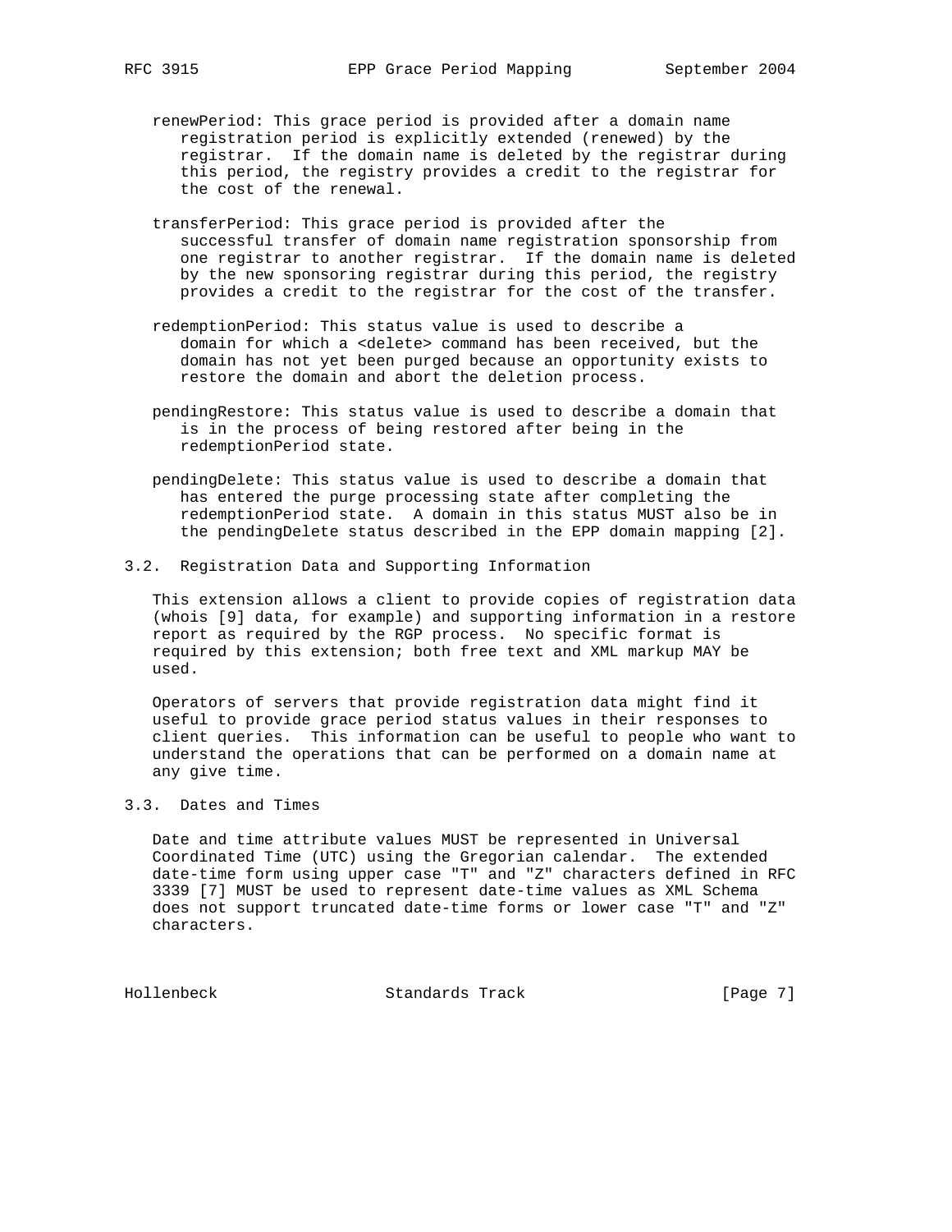renewPeriod: This grace period is provided after a domain name registration period is explicitly extended (renewed) by the registrar. If the domain name is deleted by the registrar during this period, the registry provides a credit to the registrar for the cost of the renewal.

transferPeriod: This grace period is provided after the successful transfer of domain name registration sponsorship from one registrar to another registrar. If the domain name is deleted by the new sponsoring registrar during this period, the registry provides a credit to the registrar for the cost of the transfer.

redemptionPeriod: This status value is used to describe a domain for which a <delete> command has been received, but the domain has not yet been purged because an opportunity exists to restore the domain and abort the deletion process.

pendingRestore: This status value is used to describe a domain that is in the process of being restored after being in the redemptionPeriod state.

pendingDelete: This status value is used to describe a domain that has entered the purge processing state after completing the redemptionPeriod state. A domain in this status MUST also be in the pendingDelete status described in the EPP domain mapping [2].

## 3.2. Registration Data and Supporting Information

This extension allows a client to provide copies of registration data (whois [9] data, for example) and supporting information in a restore report as required by the RGP process. No specific format is required by this extension; both free text and XML markup MAY be used.

Operators of servers that provide registration data might find it useful to provide grace period status values in their responses to client queries. This information can be useful to people who want to understand the operations that can be performed on a domain name at any give time.

## 3.3. Dates and Times

Date and time attribute values MUST be represented in Universal Coordinated Time (UTC) using the Gregorian calendar. The extended date-time form using upper case "T" and "Z" characters defined in RFC 3339 [7] MUST be used to represent date-time values as XML Schema does not support truncated date-time forms or lower case "T" and "Z" characters.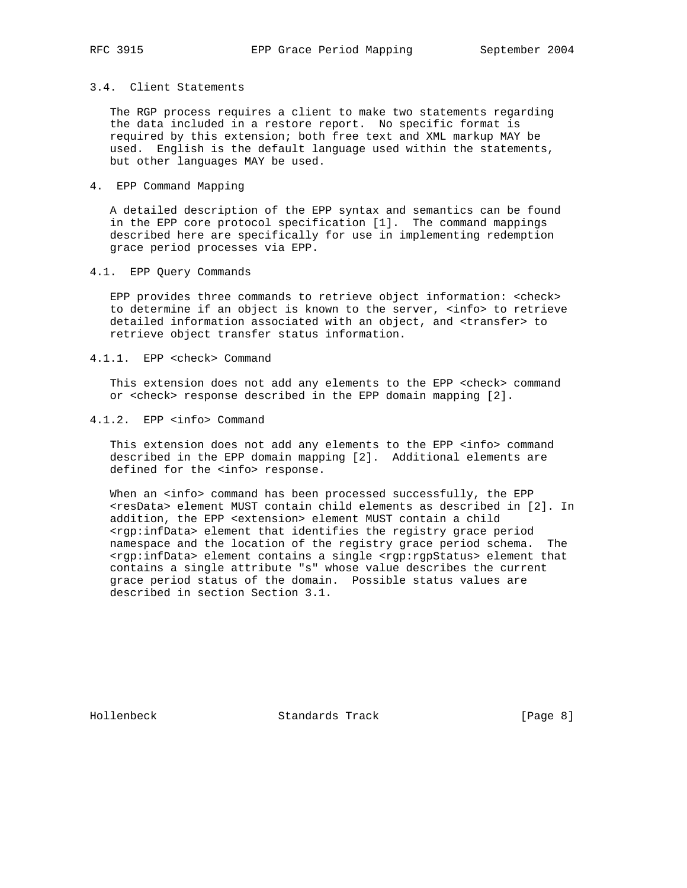### 3.4. Client Statements

The RGP process requires a client to make two statements regarding the data included in a restore report. No specific format is required by this extension; both free text and XML markup MAY be used. English is the default language used within the statements, but other languages MAY be used.

## 4. EPP Command Mapping

A detailed description of the EPP syntax and semantics can be found in the EPP core protocol specification [1]. The command mappings described here are specifically for use in implementing redemption grace period processes via EPP.

### 4.1. EPP Query Commands

EPP provides three commands to retrieve object information: <check> to determine if an object is known to the server, <info> to retrieve detailed information associated with an object, and <transfer> to retrieve object transfer status information.

#### 4.1.1. EPP <check> Command

This extension does not add any elements to the EPP <check> command or <check> response described in the EPP domain mapping [2].

#### 4.1.2. EPP <info> Command

This extension does not add any elements to the EPP <info> command described in the EPP domain mapping [2]. Additional elements are defined for the <info> response.

When an <info> command has been processed successfully, the EPP <resData> element MUST contain child elements as described in [2]. In addition, the EPP <extension> element MUST contain a child <rgp:infData> element that identifies the registry grace period namespace and the location of the registry grace period schema. The <rgp:infData> element contains a single <rgp:rgpStatus> element that contains a single attribute "s" whose value describes the current grace period status of the domain. Possible status values are described in section Section 3.1.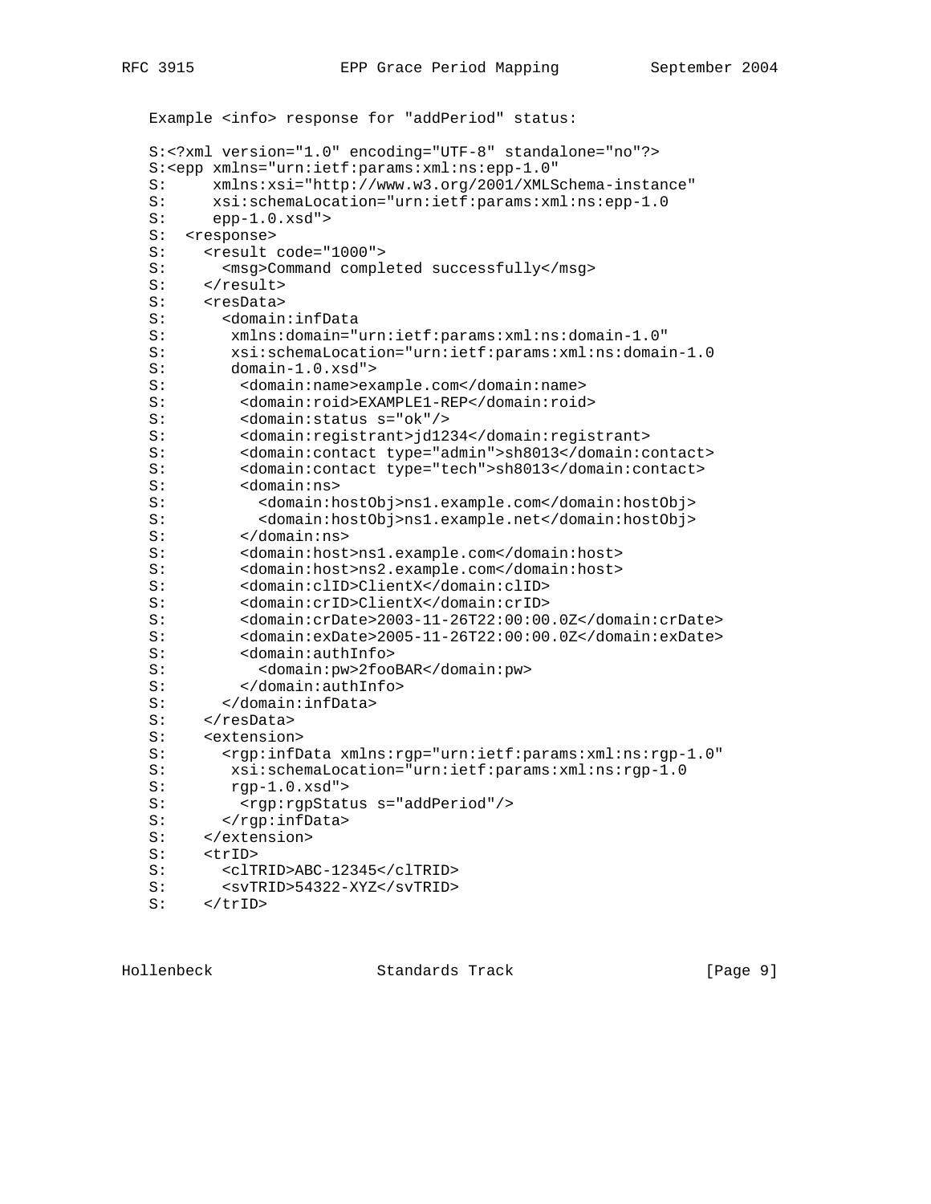Example <info> response for "addPeriod" status:

```
S:<?xml version="1.0" encoding="UTF-8" standalone="no"?>
S:<epp xmlns="urn:ietf:params:xml:ns:epp-1.0"
S:     xmlns:xsi="http://www.w3.org/2001/XMLSchema-instance"
S:     xsi:schemaLocation="urn:ietf:params:xml:ns:epp-1.0
S:     epp-1.0.xsd">
S:  <response>
S:    <result code="1000">
S:      <msg>Command completed successfully</msg>
S:    </result>
S:    <resData>
S:      <domain:infData
S:       xmlns:domain="urn:ietf:params:xml:ns:domain-1.0"
S:       xsi:schemaLocation="urn:ietf:params:xml:ns:domain-1.0
S:       domain-1.0.xsd">
S:        <domain:name>example.com</domain:name>
S:        <domain:roid>EXAMPLE1-REP</domain:roid>
S:        <domain:status s="ok"/>
S:        <domain:registrant>jd1234</domain:registrant>
S:        <domain:contact type="admin">sh8013</domain:contact>
S:        <domain:contact type="tech">sh8013</domain:contact>
S:        <domain:ns>
S:          <domain:hostObj>ns1.example.com</domain:hostObj>
S:          <domain:hostObj>ns1.example.net</domain:hostObj>
S:        </domain:ns>
S:        <domain:host>ns1.example.com</domain:host>
S:        <domain:host>ns2.example.com</domain:host>
S:        <domain:clID>ClientX</domain:clID>
S:        <domain:crID>ClientX</domain:crID>
S:        <domain:crDate>2003-11-26T22:00:00.0Z</domain:crDate>
S:        <domain:exDate>2005-11-26T22:00:00.0Z</domain:exDate>
S:        <domain:authInfo>
S:          <domain:pw>2fooBAR</domain:pw>
S:        </domain:authInfo>
S:      </domain:infData>
S:    </resData>
S:    <extension>
S:      <rgp:infData xmlns:rgp="urn:ietf:params:xml:ns:rgp-1.0"
S:       xsi:schemaLocation="urn:ietf:params:xml:ns:rgp-1.0
S:       rgp-1.0.xsd">
S:        <rgp:rgpStatus s="addPeriod"/>
S:      </rgp:infData>
S:    </extension>
S:    <trID>
S:      <clTRID>ABC-12345</clTRID>
S:      <svTRID>54322-XYZ</svTRID>
S:    </trID>
```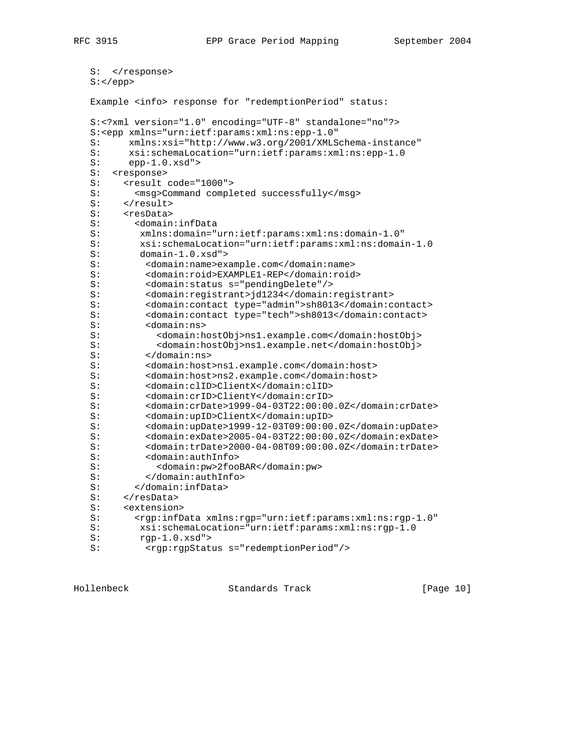```
   S:  </response>
   S:</epp>
```

Example <info> response for "redemptionPeriod" status:

```
   S:<?xml version="1.0" encoding="UTF-8" standalone="no"?>
   S:<epp xmlns="urn:ietf:params:xml:ns:epp-1.0"
   S:     xmlns:xsi="http://www.w3.org/2001/XMLSchema-instance"
   S:     xsi:schemaLocation="urn:ietf:params:xml:ns:epp-1.0
   S:     epp-1.0.xsd">
   S:  <response>
   S:    <result code="1000">
   S:      <msg>Command completed successfully</msg>
   S:    </result>
   S:    <resData>
   S:      <domain:infData
   S:       xmlns:domain="urn:ietf:params:xml:ns:domain-1.0"
   S:       xsi:schemaLocation="urn:ietf:params:xml:ns:domain-1.0
   S:       domain-1.0.xsd">
   S:        <domain:name>example.com</domain:name>
   S:        <domain:roid>EXAMPLE1-REP</domain:roid>
   S:        <domain:status s="pendingDelete"/>
   S:        <domain:registrant>jd1234</domain:registrant>
   S:        <domain:contact type="admin">sh8013</domain:contact>
   S:        <domain:contact type="tech">sh8013</domain:contact>
   S:        <domain:ns>
   S:          <domain:hostObj>ns1.example.com</domain:hostObj>
   S:          <domain:hostObj>ns1.example.net</domain:hostObj>
   S:        </domain:ns>
   S:        <domain:host>ns1.example.com</domain:host>
   S:        <domain:host>ns2.example.com</domain:host>
   S:        <domain:clID>ClientX</domain:clID>
   S:        <domain:crID>ClientY</domain:crID>
   S:        <domain:crDate>1999-04-03T22:00:00.0Z</domain:crDate>
   S:        <domain:upID>ClientX</domain:upID>
   S:        <domain:upDate>1999-12-03T09:00:00.0Z</domain:upDate>
   S:        <domain:exDate>2005-04-03T22:00:00.0Z</domain:exDate>
   S:        <domain:trDate>2000-04-08T09:00:00.0Z</domain:trDate>
   S:        <domain:authInfo>
   S:          <domain:pw>2fooBAR</domain:pw>
   S:        </domain:authInfo>
   S:      </domain:infData>
   S:    </resData>
   S:    <extension>
   S:      <rgp:infData xmlns:rgp="urn:ietf:params:xml:ns:rgp-1.0"
   S:       xsi:schemaLocation="urn:ietf:params:xml:ns:rgp-1.0
   S:       rgp-1.0.xsd">
   S:        <rgp:rgpStatus s="redemptionPeriod"/>
```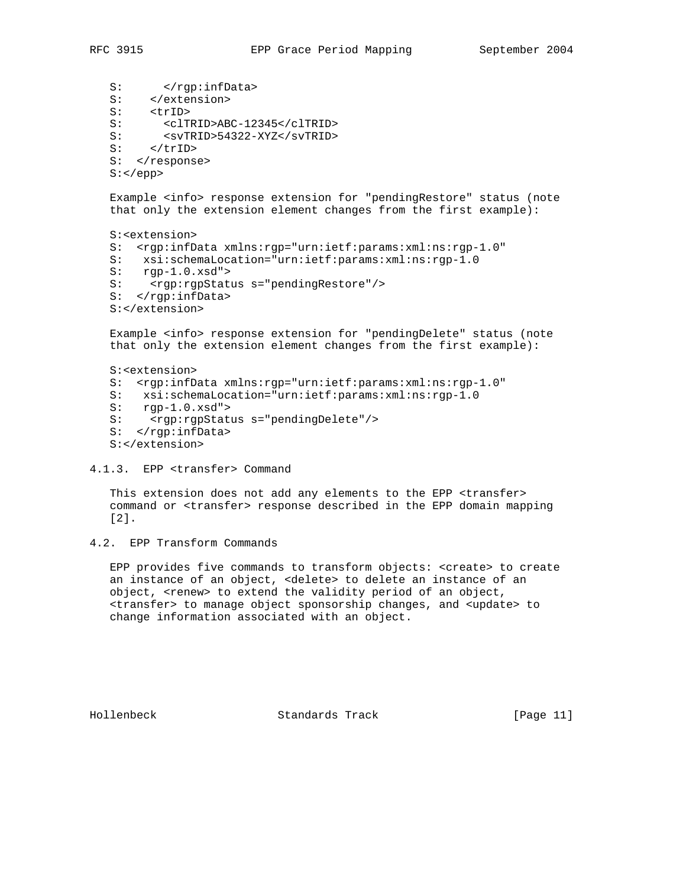```
   S:      </rgp:infData>
   S:    </extension>
   S:    <trID>
   S:      <clTRID>ABC-12345</clTRID>
   S:      <svTRID>54322-XYZ</svTRID>
   S:    </trID>
   S:  </response>
   S:</epp>
```

Example <info> response extension for "pendingRestore" status (note that only the extension element changes from the first example):

```
   S:<extension>
   S:  <rgp:infData xmlns:rgp="urn:ietf:params:xml:ns:rgp-1.0"
   S:   xsi:schemaLocation="urn:ietf:params:xml:ns:rgp-1.0
   S:   rgp-1.0.xsd">
   S:    <rgp:rgpStatus s="pendingRestore"/>
   S:  </rgp:infData>
   S:</extension>
```

Example <info> response extension for "pendingDelete" status (note that only the extension element changes from the first example):

```
   S:<extension>
   S:  <rgp:infData xmlns:rgp="urn:ietf:params:xml:ns:rgp-1.0"
   S:   xsi:schemaLocation="urn:ietf:params:xml:ns:rgp-1.0
   S:   rgp-1.0.xsd">
   S:    <rgp:rgpStatus s="pendingDelete"/>
   S:  </rgp:infData>
   S:</extension>
```

### 4.1.3. EPP <transfer> Command

This extension does not add any elements to the EPP <transfer> command or <transfer> response described in the EPP domain mapping [2].

## 4.2. EPP Transform Commands

EPP provides five commands to transform objects: <create> to create an instance of an object, <delete> to delete an instance of an object, <renew> to extend the validity period of an object, <transfer> to manage object sponsorship changes, and <update> to change information associated with an object.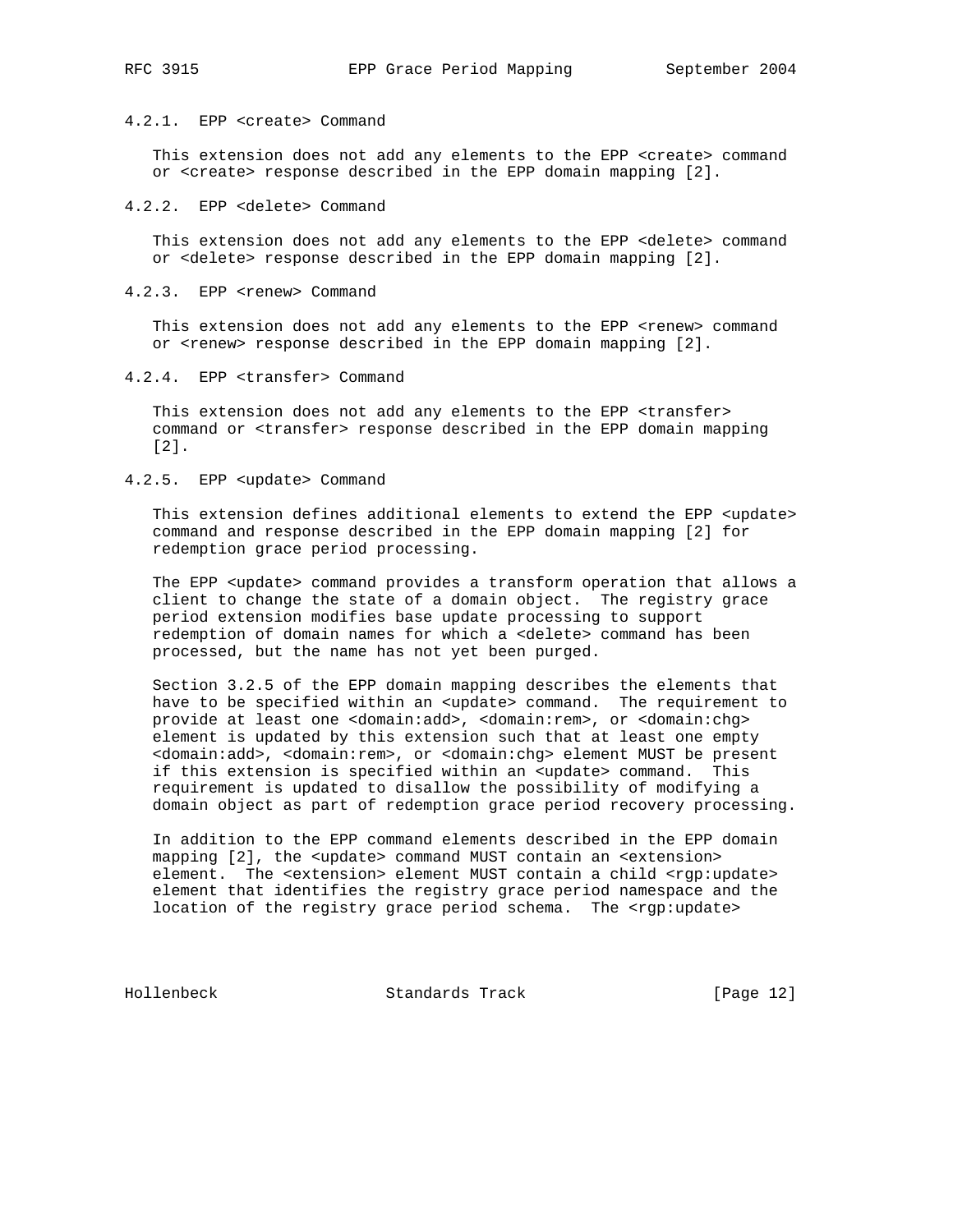#### 4.2.1. EPP <create> Command

This extension does not add any elements to the EPP <create> command or <create> response described in the EPP domain mapping [2].

#### 4.2.2. EPP <delete> Command

This extension does not add any elements to the EPP <delete> command or <delete> response described in the EPP domain mapping [2].

#### 4.2.3. EPP <renew> Command

This extension does not add any elements to the EPP <renew> command or <renew> response described in the EPP domain mapping [2].

#### 4.2.4. EPP <transfer> Command

This extension does not add any elements to the EPP <transfer> command or <transfer> response described in the EPP domain mapping [2].

#### 4.2.5. EPP <update> Command

This extension defines additional elements to extend the EPP <update> command and response described in the EPP domain mapping [2] for redemption grace period processing.

The EPP <update> command provides a transform operation that allows a client to change the state of a domain object. The registry grace period extension modifies base update processing to support redemption of domain names for which a <delete> command has been processed, but the name has not yet been purged.

Section 3.2.5 of the EPP domain mapping describes the elements that have to be specified within an <update> command. The requirement to provide at least one <domain:add>, <domain:rem>, or <domain:chg> element is updated by this extension such that at least one empty <domain:add>, <domain:rem>, or <domain:chg> element MUST be present if this extension is specified within an <update> command. This requirement is updated to disallow the possibility of modifying a domain object as part of redemption grace period recovery processing.

In addition to the EPP command elements described in the EPP domain mapping [2], the <update> command MUST contain an <extension> element. The <extension> element MUST contain a child <rgp:update> element that identifies the registry grace period namespace and the location of the registry grace period schema. The <rgp:update>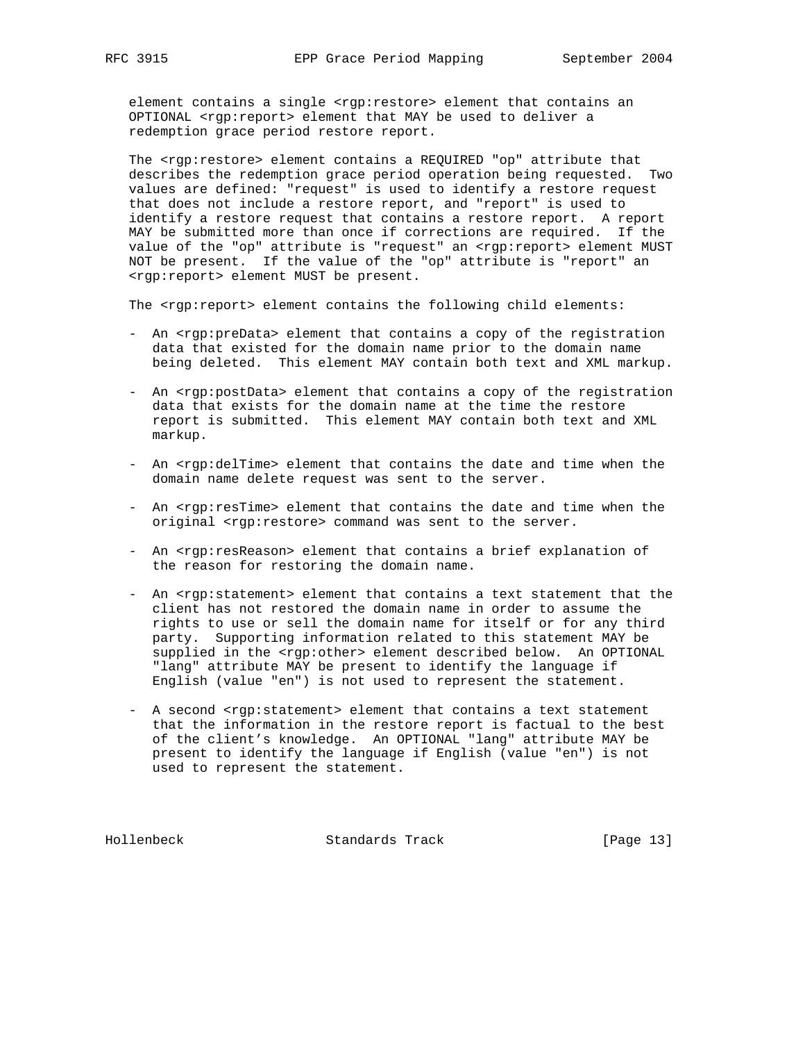element contains a single <rgp:restore> element that contains an OPTIONAL <rgp:report> element that MAY be used to deliver a redemption grace period restore report.

The <rgp:restore> element contains a REQUIRED "op" attribute that describes the redemption grace period operation being requested. Two values are defined: "request" is used to identify a restore request that does not include a restore report, and "report" is used to identify a restore request that contains a restore report. A report MAY be submitted more than once if corrections are required. If the value of the "op" attribute is "request" an <rgp:report> element MUST NOT be present. If the value of the "op" attribute is "report" an <rgp:report> element MUST be present.

The <rgp:report> element contains the following child elements:

- An <rgp:preData> element that contains a copy of the registration data that existed for the domain name prior to the domain name being deleted. This element MAY contain both text and XML markup.

- An <rgp:postData> element that contains a copy of the registration data that exists for the domain name at the time the restore report is submitted. This element MAY contain both text and XML markup.

- An <rgp:delTime> element that contains the date and time when the domain name delete request was sent to the server.

- An <rgp:resTime> element that contains the date and time when the original <rgp:restore> command was sent to the server.

- An <rgp:resReason> element that contains a brief explanation of the reason for restoring the domain name.

- An <rgp:statement> element that contains a text statement that the client has not restored the domain name in order to assume the rights to use or sell the domain name for itself or for any third party. Supporting information related to this statement MAY be supplied in the <rgp:other> element described below. An OPTIONAL "lang" attribute MAY be present to identify the language if English (value "en") is not used to represent the statement.

- A second <rgp:statement> element that contains a text statement that the information in the restore report is factual to the best of the client's knowledge. An OPTIONAL "lang" attribute MAY be present to identify the language if English (value "en") is not used to represent the statement.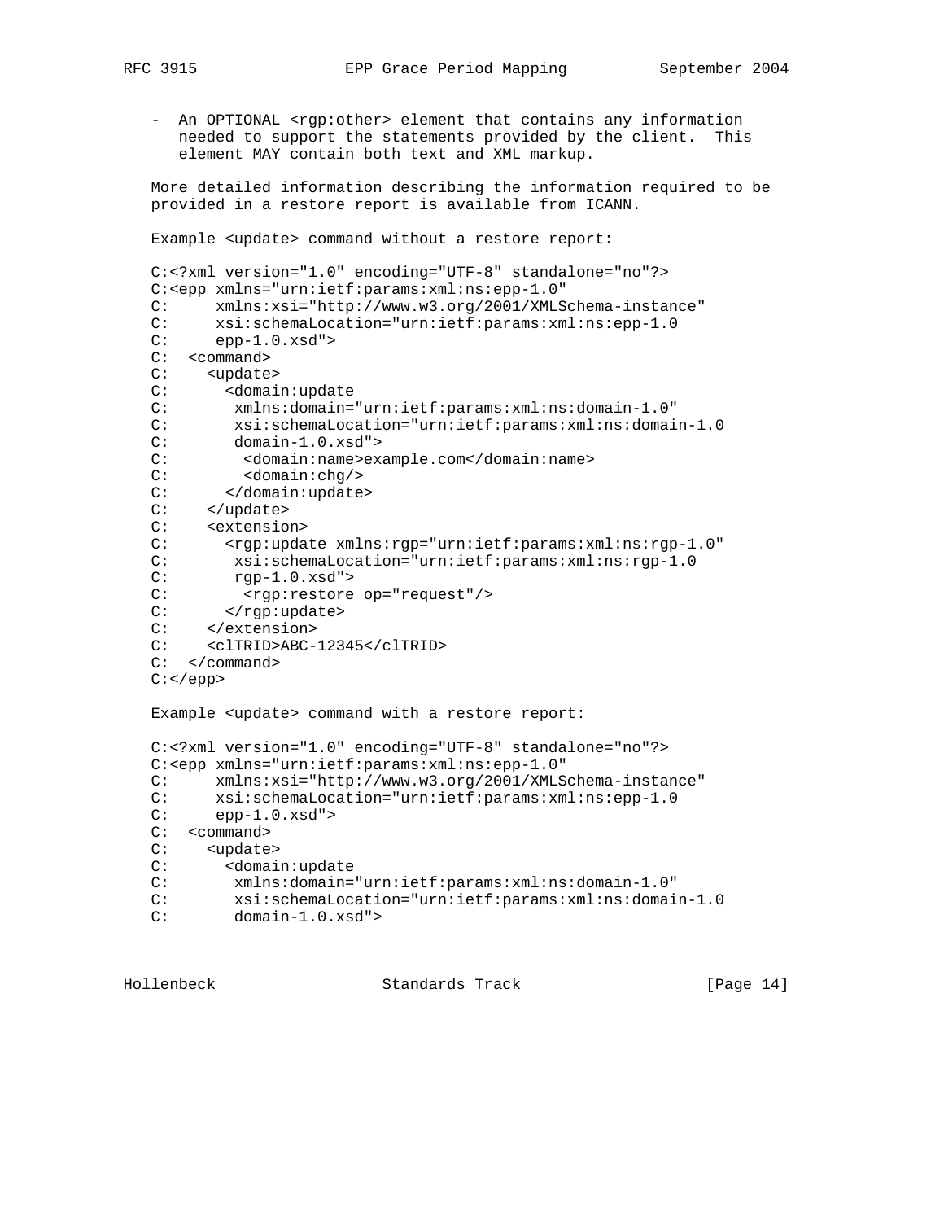- An OPTIONAL <rgp:other> element that contains any information needed to support the statements provided by the client. This element MAY contain both text and XML markup.

More detailed information describing the information required to be provided in a restore report is available from ICANN.

Example <update> command without a restore report:

```
C:<?xml version="1.0" encoding="UTF-8" standalone="no"?>
C:<epp xmlns="urn:ietf:params:xml:ns:epp-1.0"
C:     xmlns:xsi="http://www.w3.org/2001/XMLSchema-instance"
C:     xsi:schemaLocation="urn:ietf:params:xml:ns:epp-1.0
C:     epp-1.0.xsd">
C:  <command>
C:    <update>
C:      <domain:update
C:       xmlns:domain="urn:ietf:params:xml:ns:domain-1.0"
C:       xsi:schemaLocation="urn:ietf:params:xml:ns:domain-1.0
C:       domain-1.0.xsd">
C:        <domain:name>example.com</domain:name>
C:        <domain:chg/>
C:      </domain:update>
C:    </update>
C:    <extension>
C:      <rgp:update xmlns:rgp="urn:ietf:params:xml:ns:rgp-1.0"
C:       xsi:schemaLocation="urn:ietf:params:xml:ns:rgp-1.0
C:       rgp-1.0.xsd">
C:        <rgp:restore op="request"/>
C:      </rgp:update>
C:    </extension>
C:    <clTRID>ABC-12345</clTRID>
C:  </command>
C:</epp>
```

Example <update> command with a restore report:

```
C:<?xml version="1.0" encoding="UTF-8" standalone="no"?>
C:<epp xmlns="urn:ietf:params:xml:ns:epp-1.0"
C:     xmlns:xsi="http://www.w3.org/2001/XMLSchema-instance"
C:     xsi:schemaLocation="urn:ietf:params:xml:ns:epp-1.0
C:     epp-1.0.xsd">
C:  <command>
C:    <update>
C:      <domain:update
C:       xmlns:domain="urn:ietf:params:xml:ns:domain-1.0"
C:       xsi:schemaLocation="urn:ietf:params:xml:ns:domain-1.0
C:       domain-1.0.xsd">
```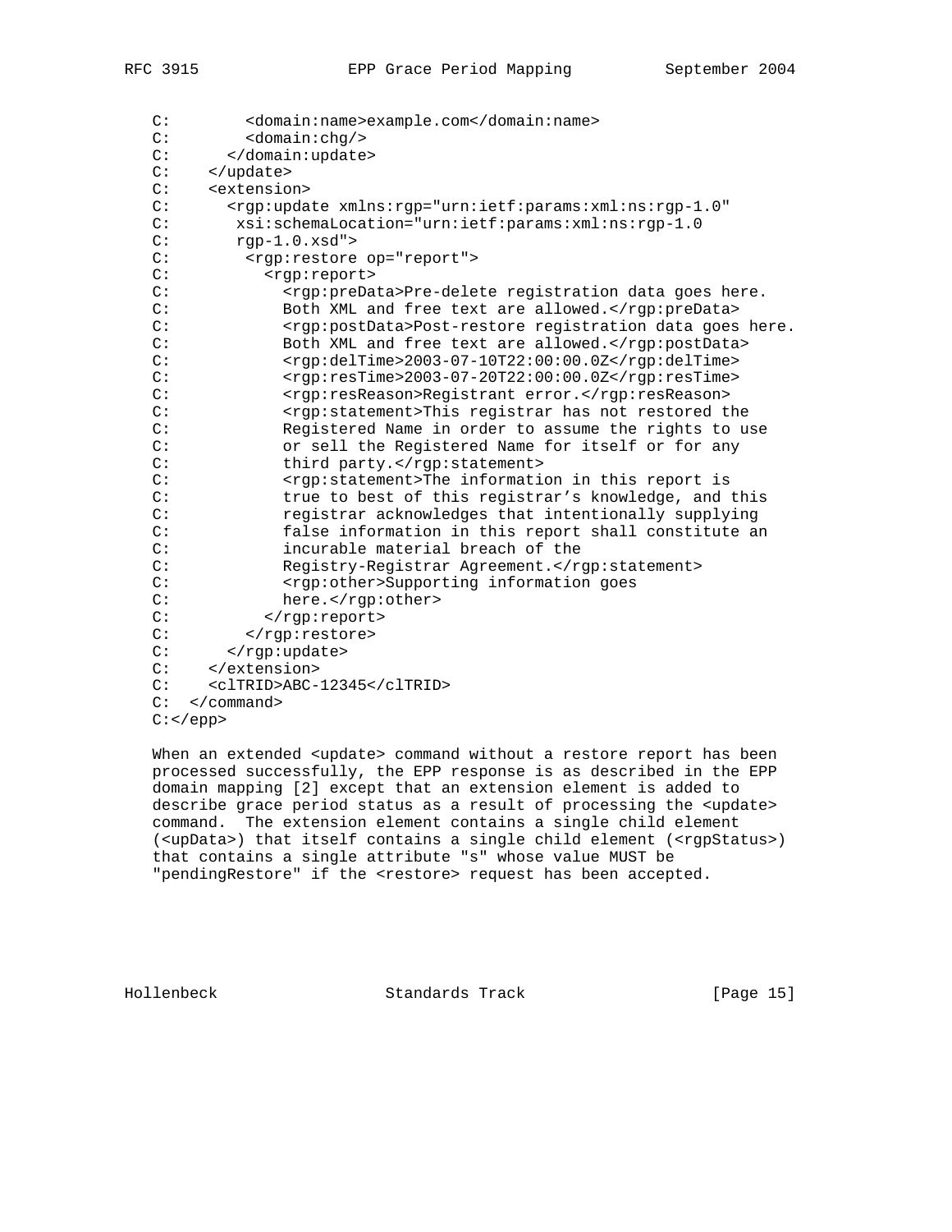```
   C:        <domain:name>example.com</domain:name>
   C:        <domain:chg/>
   C:      </domain:update>
   C:    </update>
   C:    <extension>
   C:      <rgp:update xmlns:rgp="urn:ietf:params:xml:ns:rgp-1.0"
   C:       xsi:schemaLocation="urn:ietf:params:xml:ns:rgp-1.0
   C:       rgp-1.0.xsd">
   C:        <rgp:restore op="report">
   C:          <rgp:report>
   C:            <rgp:preData>Pre-delete registration data goes here.
   C:            Both XML and free text are allowed.</rgp:preData>
   C:            <rgp:postData>Post-restore registration data goes here.
   C:            Both XML and free text are allowed.</rgp:postData>
   C:            <rgp:delTime>2003-07-10T22:00:00.0Z</rgp:delTime>
   C:            <rgp:resTime>2003-07-20T22:00:00.0Z</rgp:resTime>
   C:            <rgp:resReason>Registrant error.</rgp:resReason>
   C:            <rgp:statement>This registrar has not restored the
   C:            Registered Name in order to assume the rights to use
   C:            or sell the Registered Name for itself or for any
   C:            third party.</rgp:statement>
   C:            <rgp:statement>The information in this report is
   C:            true to best of this registrar's knowledge, and this
   C:            registrar acknowledges that intentionally supplying
   C:            false information in this report shall constitute an
   C:            incurable material breach of the
   C:            Registry-Registrar Agreement.</rgp:statement>
   C:            <rgp:other>Supporting information goes
   C:            here.</rgp:other>
   C:          </rgp:report>
   C:        </rgp:restore>
   C:      </rgp:update>
   C:    </extension>
   C:    <clTRID>ABC-12345</clTRID>
   C:  </command>
   C:</epp>
```

When an extended <update> command without a restore report has been processed successfully, the EPP response is as described in the EPP domain mapping [2] except that an extension element is added to describe grace period status as a result of processing the <update> command. The extension element contains a single child element (<upData>) that itself contains a single child element (<rgpStatus>) that contains a single attribute "s" whose value MUST be "pendingRestore" if the <restore> request has been accepted.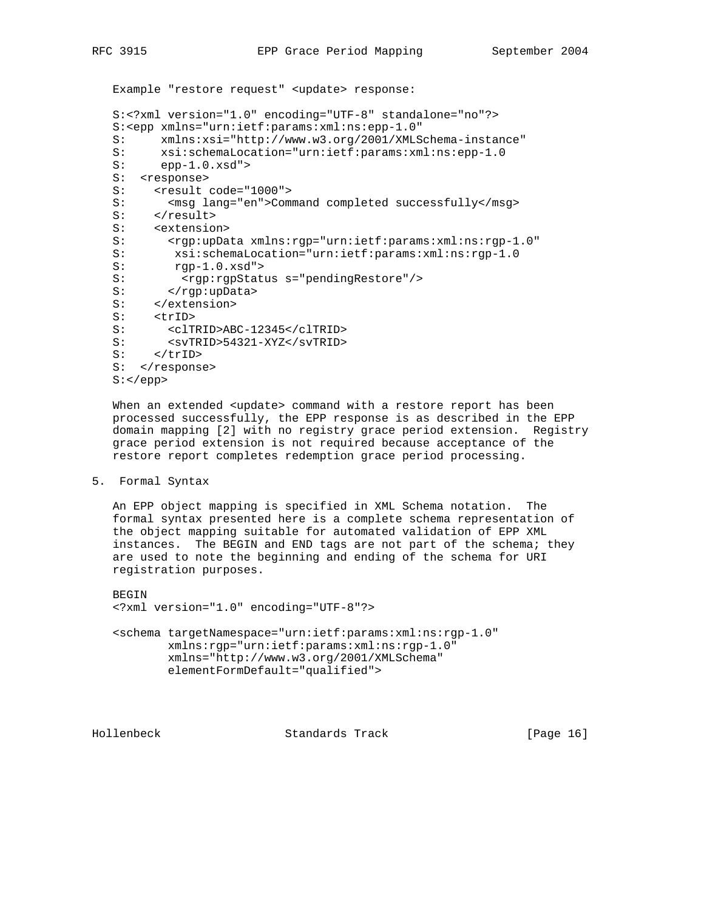Example "restore request" <update> response:

```
S:<?xml version="1.0" encoding="UTF-8" standalone="no"?>
S:<epp xmlns="urn:ietf:params:xml:ns:epp-1.0"
S:     xmlns:xsi="http://www.w3.org/2001/XMLSchema-instance"
S:     xsi:schemaLocation="urn:ietf:params:xml:ns:epp-1.0
S:     epp-1.0.xsd">
S:  <response>
S:    <result code="1000">
S:      <msg lang="en">Command completed successfully</msg>
S:    </result>
S:    <extension>
S:      <rgp:upData xmlns:rgp="urn:ietf:params:xml:ns:rgp-1.0"
S:       xsi:schemaLocation="urn:ietf:params:xml:ns:rgp-1.0
S:       rgp-1.0.xsd">
S:        <rgp:rgpStatus s="pendingRestore"/>
S:      </rgp:upData>
S:    </extension>
S:    <trID>
S:      <clTRID>ABC-12345</clTRID>
S:      <svTRID>54321-XYZ</svTRID>
S:    </trID>
S:  </response>
S:</epp>
```

When an extended <update> command with a restore report has been processed successfully, the EPP response is as described in the EPP domain mapping [2] with no registry grace period extension. Registry grace period extension is not required because acceptance of the restore report completes redemption grace period processing.

## 5. Formal Syntax

An EPP object mapping is specified in XML Schema notation. The formal syntax presented here is a complete schema representation of the object mapping suitable for automated validation of EPP XML instances. The BEGIN and END tags are not part of the schema; they are used to note the beginning and ending of the schema for URI registration purposes.

```
BEGIN
<?xml version="1.0" encoding="UTF-8"?>

<schema targetNamespace="urn:ietf:params:xml:ns:rgp-1.0"
        xmlns:rgp="urn:ietf:params:xml:ns:rgp-1.0"
        xmlns="http://www.w3.org/2001/XMLSchema"
        elementFormDefault="qualified">
```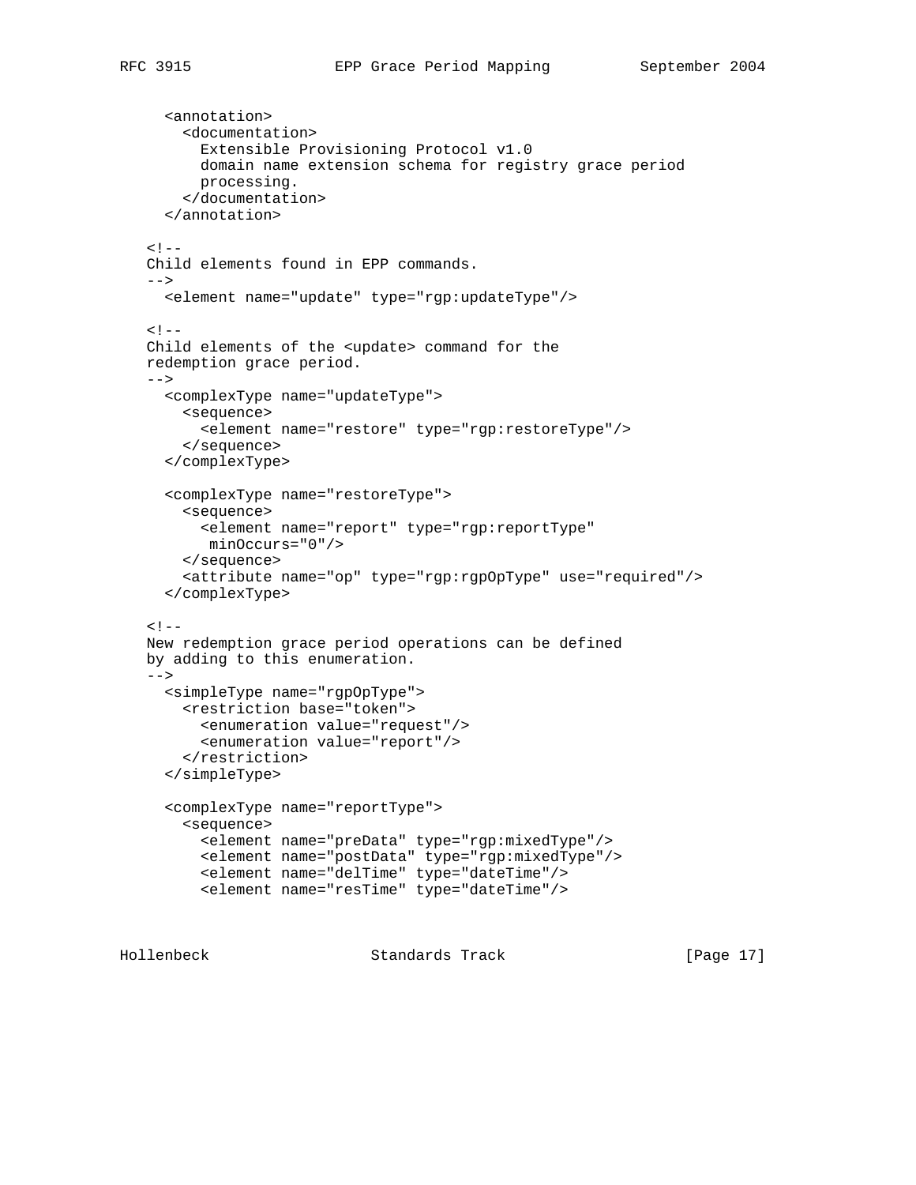```
      <annotation>
        <documentation>
          Extensible Provisioning Protocol v1.0
          domain name extension schema for registry grace period
          processing.
        </documentation>
      </annotation>

   <!--
   Child elements found in EPP commands.
   -->
     <element name="update" type="rgp:updateType"/>

   <!--
   Child elements of the <update> command for the
   redemption grace period.
   -->
     <complexType name="updateType">
       <sequence>
         <element name="restore" type="rgp:restoreType"/>
       </sequence>
     </complexType>

     <complexType name="restoreType">
       <sequence>
         <element name="report" type="rgp:reportType"
          minOccurs="0"/>
       </sequence>
       <attribute name="op" type="rgp:rgpOpType" use="required"/>
     </complexType>

   <!--
   New redemption grace period operations can be defined
   by adding to this enumeration.
   -->
     <simpleType name="rgpOpType">
       <restriction base="token">
         <enumeration value="request"/>
         <enumeration value="report"/>
       </restriction>
     </simpleType>

     <complexType name="reportType">
       <sequence>
         <element name="preData" type="rgp:mixedType"/>
         <element name="postData" type="rgp:mixedType"/>
         <element name="delTime" type="dateTime"/>
         <element name="resTime" type="dateTime"/>
```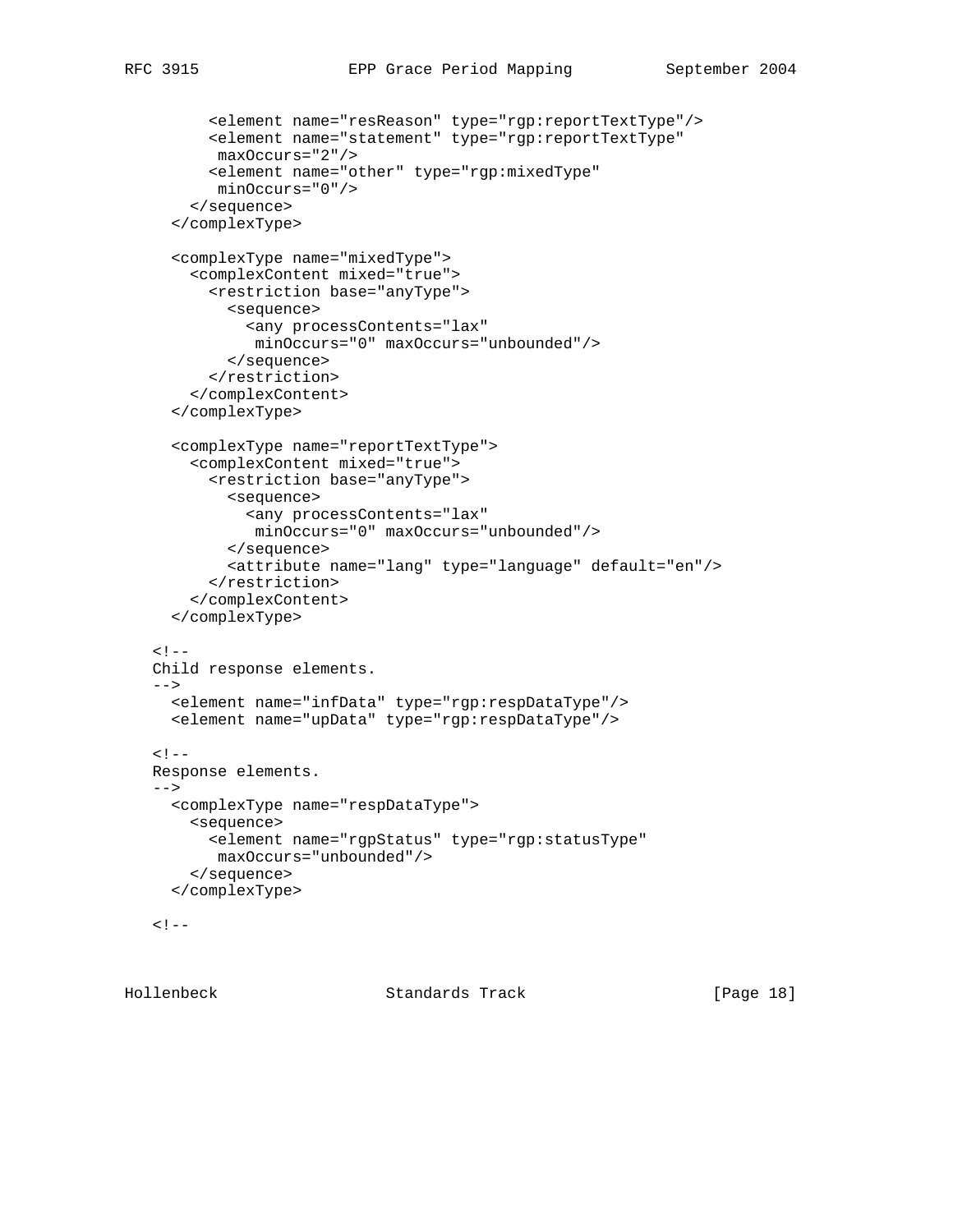```
        <element name="resReason" type="rgp:reportTextType"/>
        <element name="statement" type="rgp:reportTextType"
         maxOccurs="2"/>
        <element name="other" type="rgp:mixedType"
         minOccurs="0"/>
      </sequence>
    </complexType>

    <complexType name="mixedType">
      <complexContent mixed="true">
        <restriction base="anyType">
          <sequence>
            <any processContents="lax"
             minOccurs="0" maxOccurs="unbounded"/>
          </sequence>
        </restriction>
      </complexContent>
    </complexType>

    <complexType name="reportTextType">
      <complexContent mixed="true">
        <restriction base="anyType">
          <sequence>
            <any processContents="lax"
             minOccurs="0" maxOccurs="unbounded"/>
          </sequence>
          <attribute name="lang" type="language" default="en"/>
        </restriction>
      </complexContent>
    </complexType>

  <!--
  Child response elements.
  -->
    <element name="infData" type="rgp:respDataType"/>
    <element name="upData" type="rgp:respDataType"/>

  <!--
  Response elements.
  -->
    <complexType name="respDataType">
      <sequence>
        <element name="rgpStatus" type="rgp:statusType"
         maxOccurs="unbounded"/>
      </sequence>
    </complexType>

  <!--
```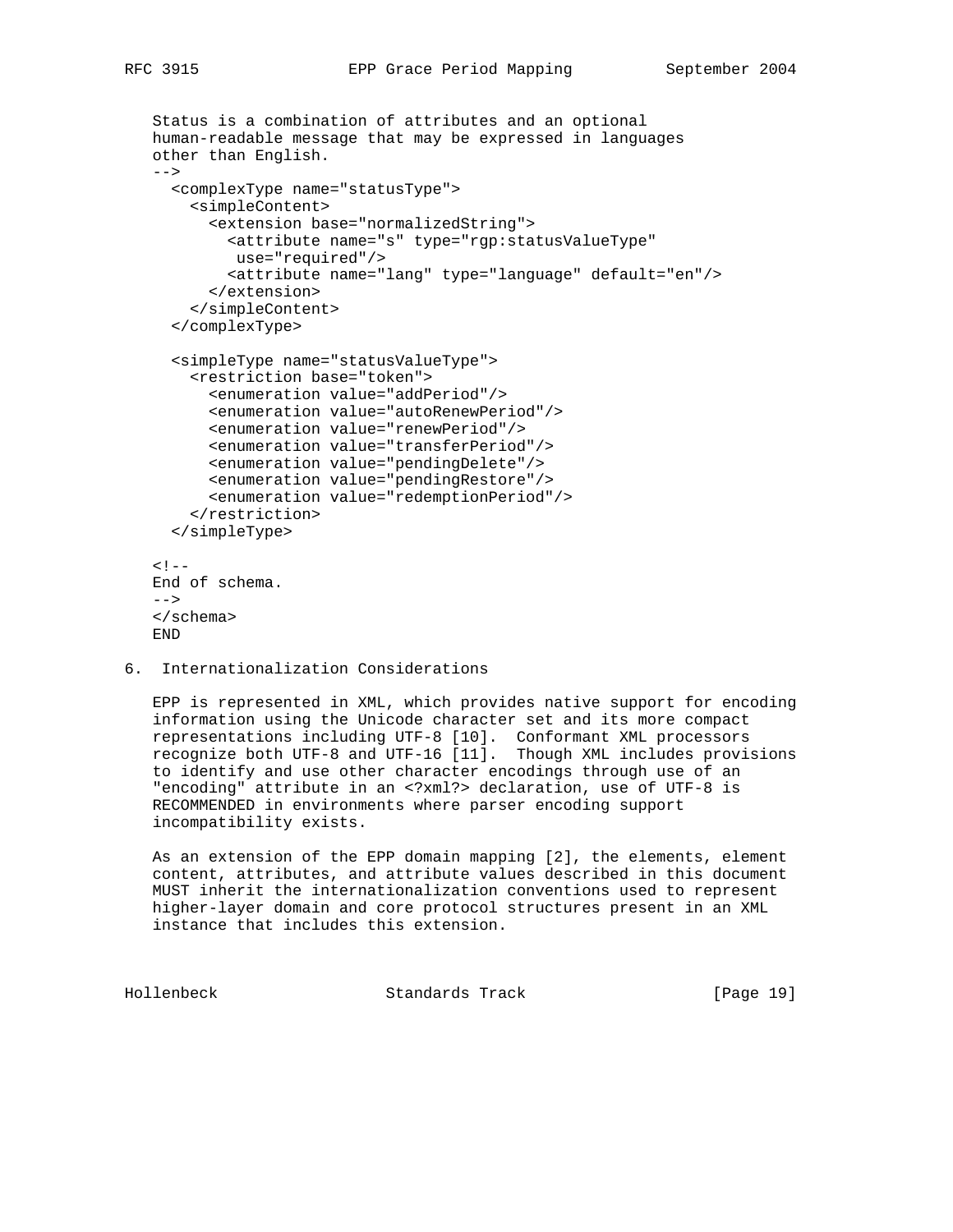```
   Status is a combination of attributes and an optional
   human-readable message that may be expressed in languages
   other than English.
   -->
     <complexType name="statusType">
       <simpleContent>
         <extension base="normalizedString">
           <attribute name="s" type="rgp:statusValueType"
            use="required"/>
           <attribute name="lang" type="language" default="en"/>
         </extension>
       </simpleContent>
     </complexType>

     <simpleType name="statusValueType">
       <restriction base="token">
         <enumeration value="addPeriod"/>
         <enumeration value="autoRenewPeriod"/>
         <enumeration value="renewPeriod"/>
         <enumeration value="transferPeriod"/>
         <enumeration value="pendingDelete"/>
         <enumeration value="pendingRestore"/>
         <enumeration value="redemptionPeriod"/>
       </restriction>
     </simpleType>

   <!--
   End of schema.
   -->
   </schema>
   END
```

## 6. Internationalization Considerations

EPP is represented in XML, which provides native support for encoding information using the Unicode character set and its more compact representations including UTF-8 [10]. Conformant XML processors recognize both UTF-8 and UTF-16 [11]. Though XML includes provisions to identify and use other character encodings through use of an "encoding" attribute in an <?xml?> declaration, use of UTF-8 is RECOMMENDED in environments where parser encoding support incompatibility exists.

As an extension of the EPP domain mapping [2], the elements, element content, attributes, and attribute values described in this document MUST inherit the internationalization conventions used to represent higher-layer domain and core protocol structures present in an XML instance that includes this extension.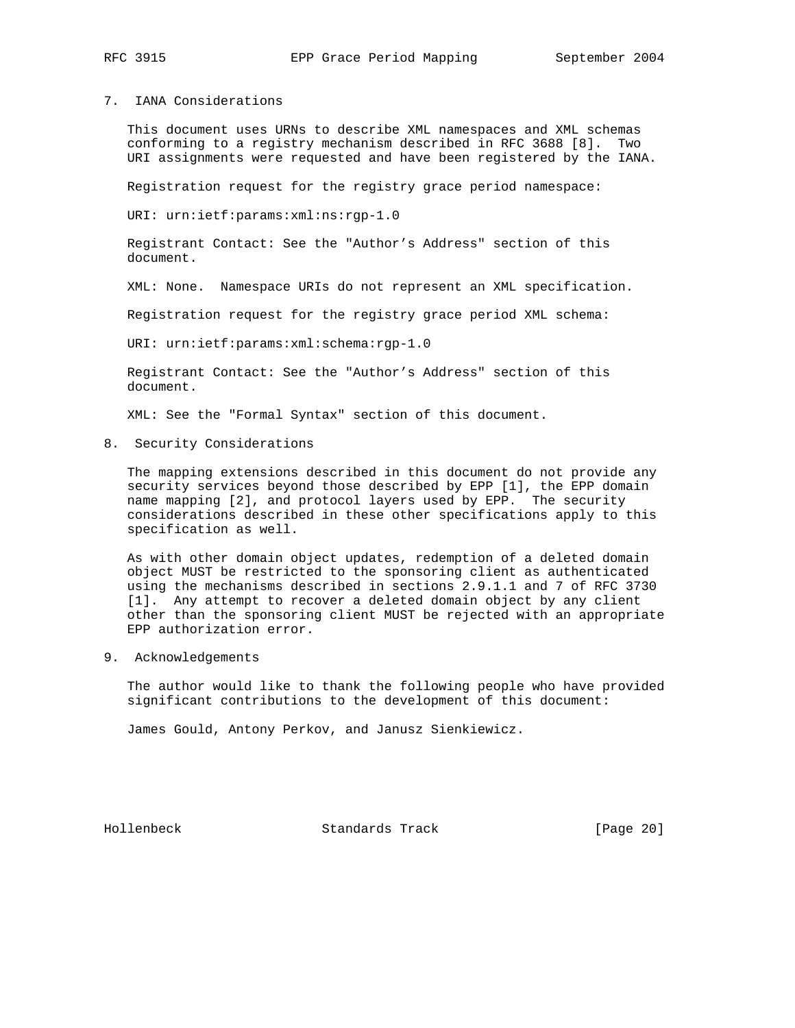## 7. IANA Considerations

This document uses URNs to describe XML namespaces and XML schemas conforming to a registry mechanism described in RFC 3688 [8]. Two URI assignments were requested and have been registered by the IANA.

Registration request for the registry grace period namespace:

URI: urn:ietf:params:xml:ns:rgp-1.0

Registrant Contact: See the "Author’s Address" section of this document.

XML: None. Namespace URIs do not represent an XML specification.

Registration request for the registry grace period XML schema:

URI: urn:ietf:params:xml:schema:rgp-1.0

Registrant Contact: See the "Author’s Address" section of this document.

XML: See the "Formal Syntax" section of this document.

## 8. Security Considerations

The mapping extensions described in this document do not provide any security services beyond those described by EPP [1], the EPP domain name mapping [2], and protocol layers used by EPP. The security considerations described in these other specifications apply to this specification as well.

As with other domain object updates, redemption of a deleted domain object MUST be restricted to the sponsoring client as authenticated using the mechanisms described in sections 2.9.1.1 and 7 of RFC 3730 [1]. Any attempt to recover a deleted domain object by any client other than the sponsoring client MUST be rejected with an appropriate EPP authorization error.

## 9. Acknowledgements

The author would like to thank the following people who have provided significant contributions to the development of this document:

James Gould, Antony Perkov, and Janusz Sienkiewicz.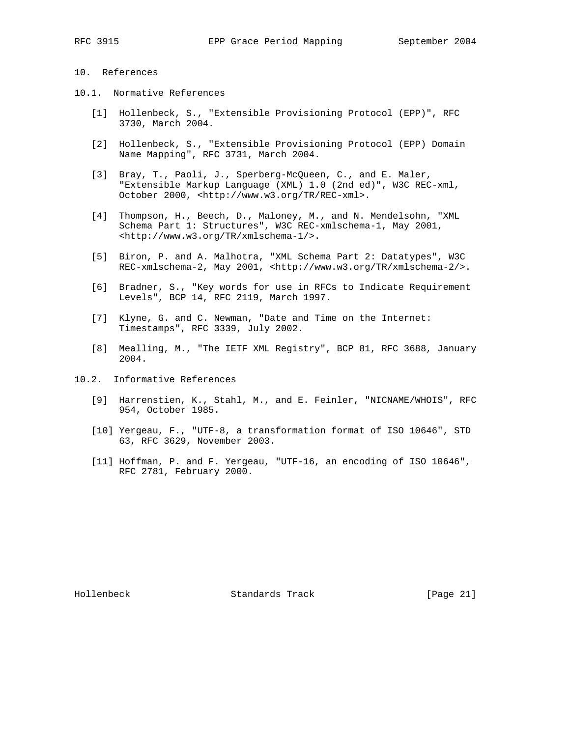## 10. References

### 10.1. Normative References

[1] Hollenbeck, S., "Extensible Provisioning Protocol (EPP)", RFC 3730, March 2004.

[2] Hollenbeck, S., "Extensible Provisioning Protocol (EPP) Domain Name Mapping", RFC 3731, March 2004.

[3] Bray, T., Paoli, J., Sperberg-McQueen, C., and E. Maler, "Extensible Markup Language (XML) 1.0 (2nd ed)", W3C REC-xml, October 2000, <http://www.w3.org/TR/REC-xml>.

[4] Thompson, H., Beech, D., Maloney, M., and N. Mendelsohn, "XML Schema Part 1: Structures", W3C REC-xmlschema-1, May 2001, <http://www.w3.org/TR/xmlschema-1/>.

[5] Biron, P. and A. Malhotra, "XML Schema Part 2: Datatypes", W3C REC-xmlschema-2, May 2001, <http://www.w3.org/TR/xmlschema-2/>.

[6] Bradner, S., "Key words for use in RFCs to Indicate Requirement Levels", BCP 14, RFC 2119, March 1997.

[7] Klyne, G. and C. Newman, "Date and Time on the Internet: Timestamps", RFC 3339, July 2002.

[8] Mealling, M., "The IETF XML Registry", BCP 81, RFC 3688, January 2004.

### 10.2. Informative References

[9] Harrenstien, K., Stahl, M., and E. Feinler, "NICNAME/WHOIS", RFC 954, October 1985.

[10] Yergeau, F., "UTF-8, a transformation format of ISO 10646", STD 63, RFC 3629, November 2003.

[11] Hoffman, P. and F. Yergeau, "UTF-16, an encoding of ISO 10646", RFC 2781, February 2000.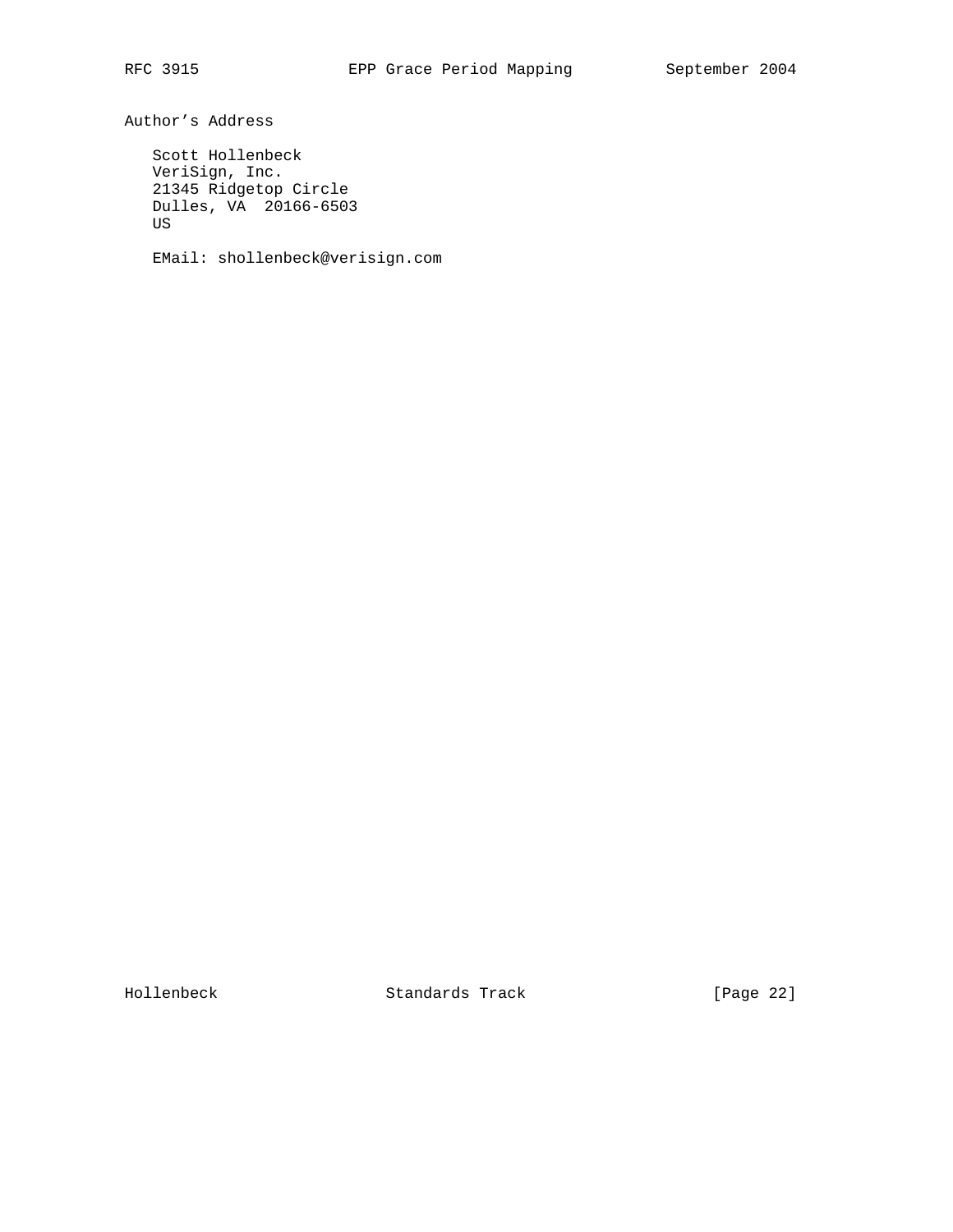# Author's Address

Scott Hollenbeck
VeriSign, Inc.
21345 Ridgetop Circle
Dulles, VA  20166-6503
US

EMail: shollenbeck@verisign.com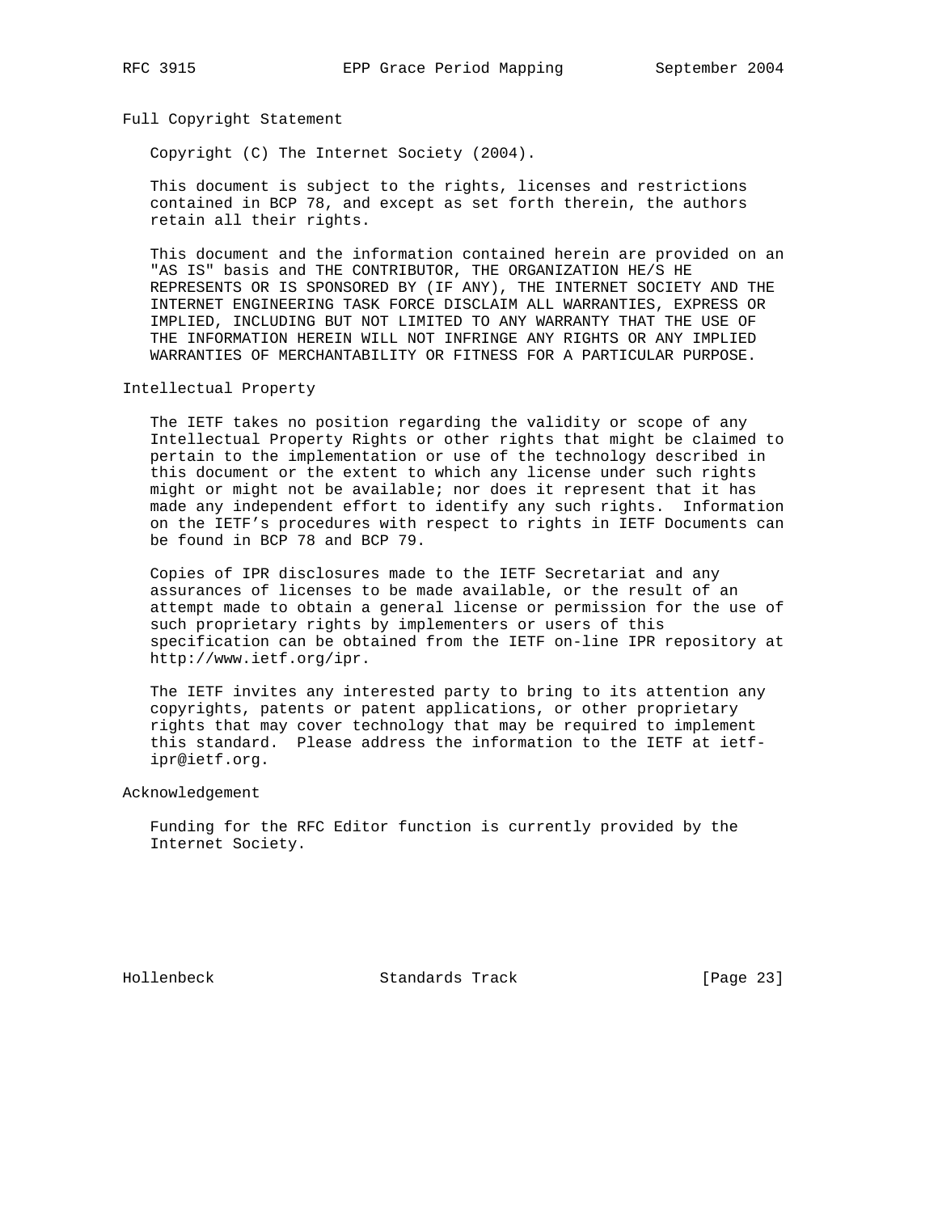## Full Copyright Statement

Copyright (C) The Internet Society (2004).

This document is subject to the rights, licenses and restrictions contained in BCP 78, and except as set forth therein, the authors retain all their rights.

This document and the information contained herein are provided on an "AS IS" basis and THE CONTRIBUTOR, THE ORGANIZATION HE/S HE REPRESENTS OR IS SPONSORED BY (IF ANY), THE INTERNET SOCIETY AND THE INTERNET ENGINEERING TASK FORCE DISCLAIM ALL WARRANTIES, EXPRESS OR IMPLIED, INCLUDING BUT NOT LIMITED TO ANY WARRANTY THAT THE USE OF THE INFORMATION HEREIN WILL NOT INFRINGE ANY RIGHTS OR ANY IMPLIED WARRANTIES OF MERCHANTABILITY OR FITNESS FOR A PARTICULAR PURPOSE.

## Intellectual Property

The IETF takes no position regarding the validity or scope of any Intellectual Property Rights or other rights that might be claimed to pertain to the implementation or use of the technology described in this document or the extent to which any license under such rights might or might not be available; nor does it represent that it has made any independent effort to identify any such rights. Information on the IETF's procedures with respect to rights in IETF Documents can be found in BCP 78 and BCP 79.

Copies of IPR disclosures made to the IETF Secretariat and any assurances of licenses to be made available, or the result of an attempt made to obtain a general license or permission for the use of such proprietary rights by implementers or users of this specification can be obtained from the IETF on-line IPR repository at http://www.ietf.org/ipr.

The IETF invites any interested party to bring to its attention any copyrights, patents or patent applications, or other proprietary rights that may cover technology that may be required to implement this standard. Please address the information to the IETF at ietf-ipr@ietf.org.

## Acknowledgement

Funding for the RFC Editor function is currently provided by the Internet Society.